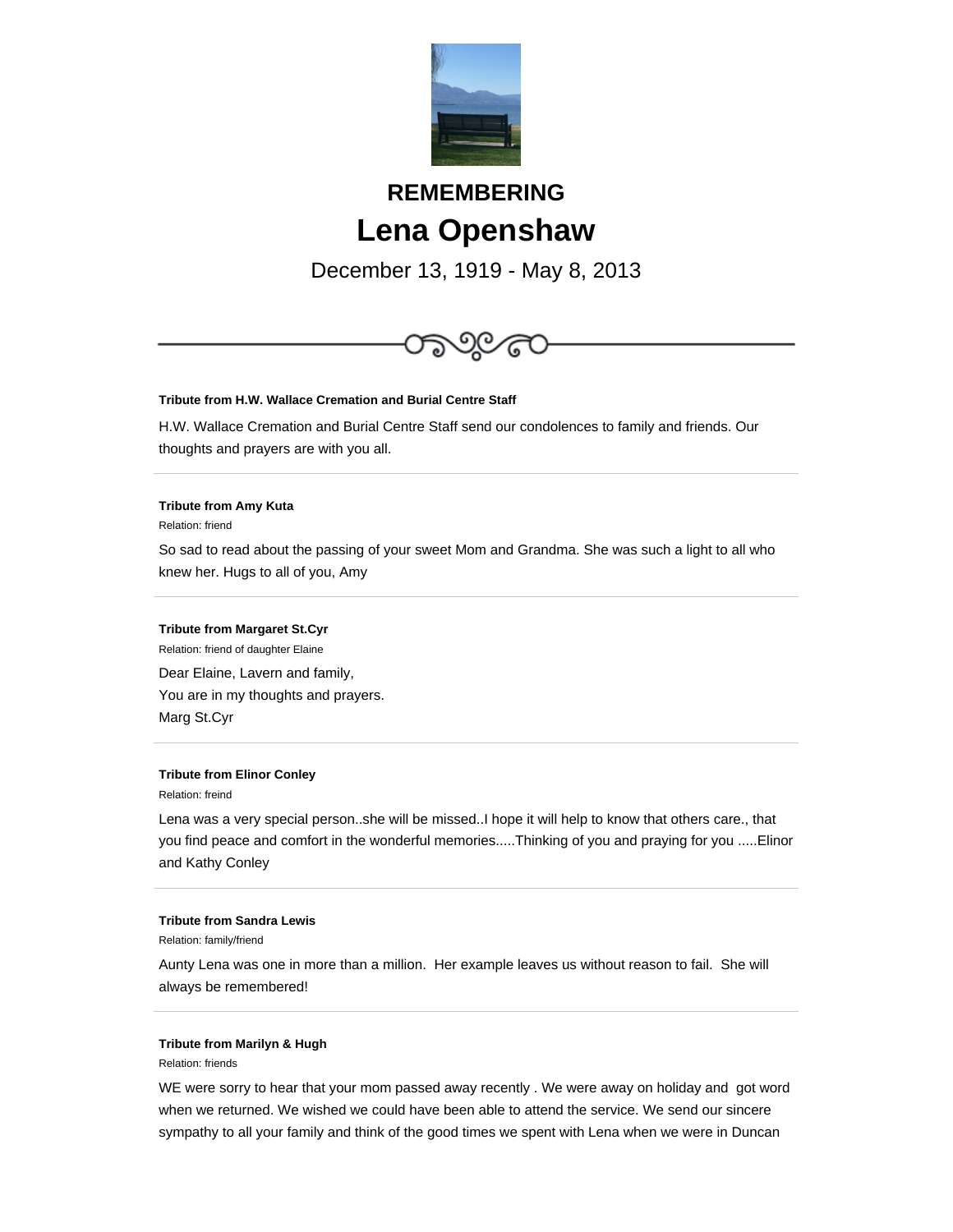# REMEMBERING

# Lena Openshaw

December 13, 1919 - May 8, 2013

---

**Tribute from H.W. Wallace Cremation and Burial Centre Staff**

H.W. Wallace Cremation and Burial Centre Staff send our condolences to family and friends. Our thoughts and prayers are with you all.

---

**Tribute from Amy Kuta**

Relation: friend

So sad to read about the passing of your sweet Mom and Grandma. She was such a light to all who knew her. Hugs to all of you, Amy

---

**Tribute from Margaret St.Cyr**

Relation: friend of daughter Elaine

Dear Elaine, Lavern and family,
You are in my thoughts and prayers.
Marg St.Cyr

---

**Tribute from Elinor Conley**

Relation: freind

Lena was a very special person..she will be missed..I hope it will help to know that others care., that you find peace and comfort in the wonderful memories.....Thinking of you and praying for you .....Elinor and Kathy Conley

---

**Tribute from Sandra Lewis**

Relation: family/friend

Aunty Lena was one in more than a million. Her example leaves us without reason to fail. She will always be remembered!

---

**Tribute from Marilyn & Hugh**

Relation: friends

WE were sorry to hear that your mom passed away recently . We were away on holiday and got word when we returned. We wished we could have been able to attend the service. We send our sincere sympathy to all your family and think of the good times we spent with Lena when we were in Duncan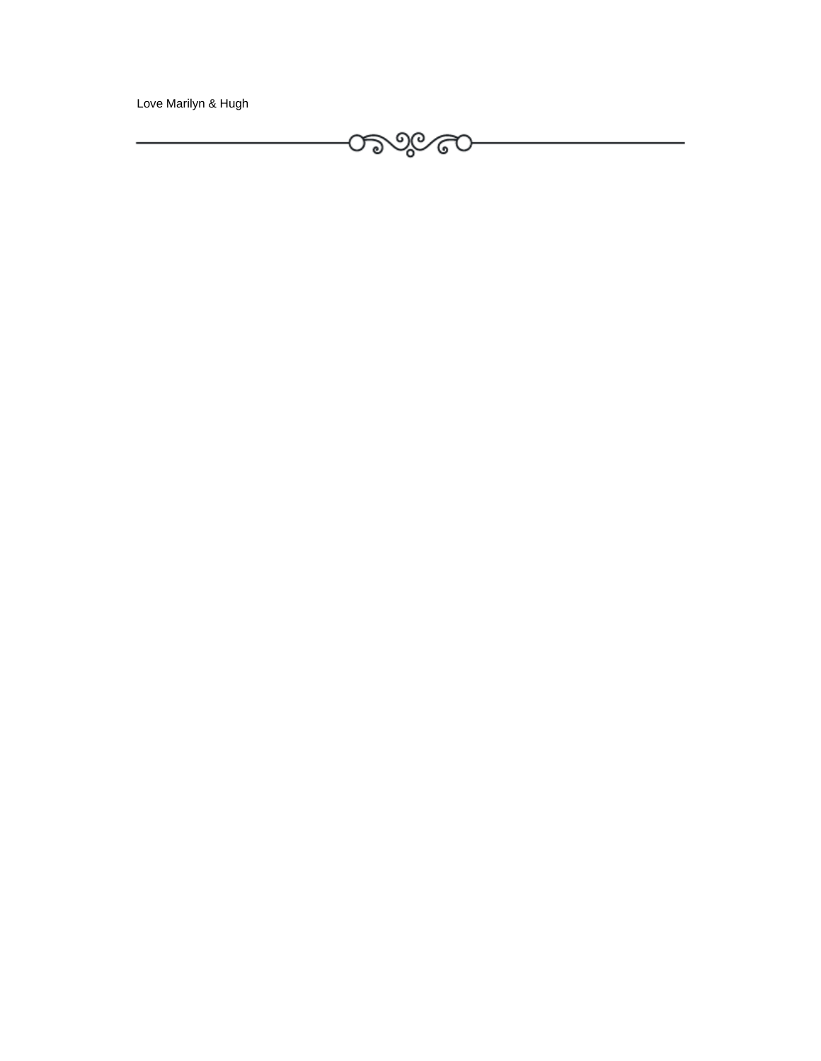Love Marilyn & Hugh